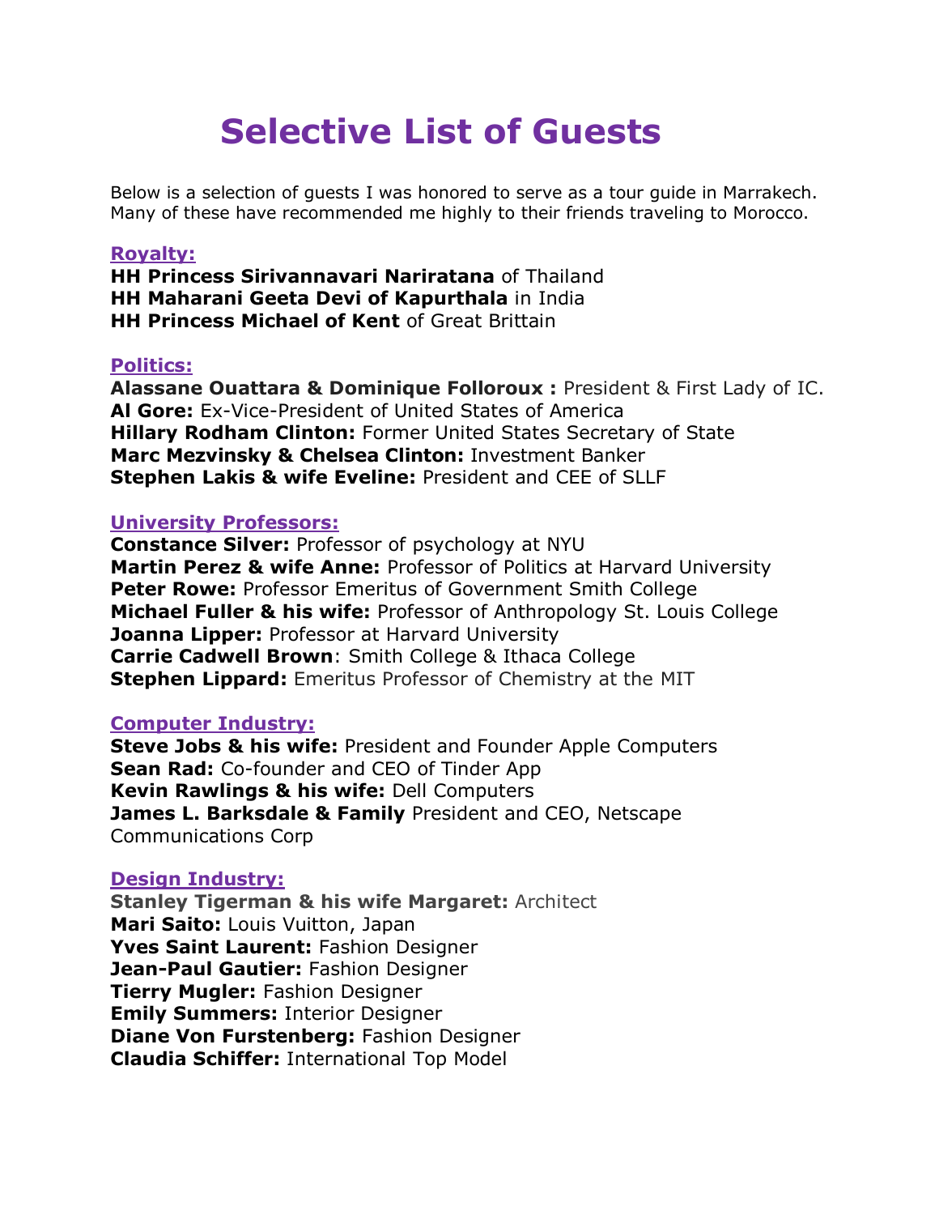# Selective List of Guests

Below is a selection of guests I was honored to serve as a tour guide in Marrakech. Many of these have recommended me highly to their friends traveling to Morocco.

## Royalty:

**HH Princess Sirivannavari Nariratana** of Thailand
**HH Maharani Geeta Devi of Kapurthala** in India
**HH Princess Michael of Kent** of Great Brittain

## Politics:

**Alassane Ouattara & Dominique Folloroux :** President & First Lady of IC.
**Al Gore:** Ex-Vice-President of United States of America
**Hillary Rodham Clinton:** Former United States Secretary of State
**Marc Mezvinsky & Chelsea Clinton:** Investment Banker
**Stephen Lakis & wife Eveline:** President and CEE of SLLF

## University Professors:

**Constance Silver:** Professor of psychology at NYU
**Martin Perez & wife Anne:** Professor of Politics at Harvard University
**Peter Rowe:** Professor Emeritus of Government Smith College
**Michael Fuller & his wife:** Professor of Anthropology St. Louis College
**Joanna Lipper:** Professor at Harvard University
**Carrie Cadwell Brown**: Smith College & Ithaca College
**Stephen Lippard:** Emeritus Professor of Chemistry at the MIT

## Computer Industry:

**Steve Jobs & his wife:** President and Founder Apple Computers
**Sean Rad:** Co-founder and CEO of Tinder App
**Kevin Rawlings & his wife:** Dell Computers
**James L. Barksdale & Family** President and CEO, Netscape Communications Corp

## Design Industry:

**Stanley Tigerman & his wife Margaret:** Architect
**Mari Saito:** Louis Vuitton, Japan
**Yves Saint Laurent:** Fashion Designer
**Jean-Paul Gautier:** Fashion Designer
**Tierry Mugler:** Fashion Designer
**Emily Summers:** Interior Designer
**Diane Von Furstenberg:** Fashion Designer
**Claudia Schiffer:** International Top Model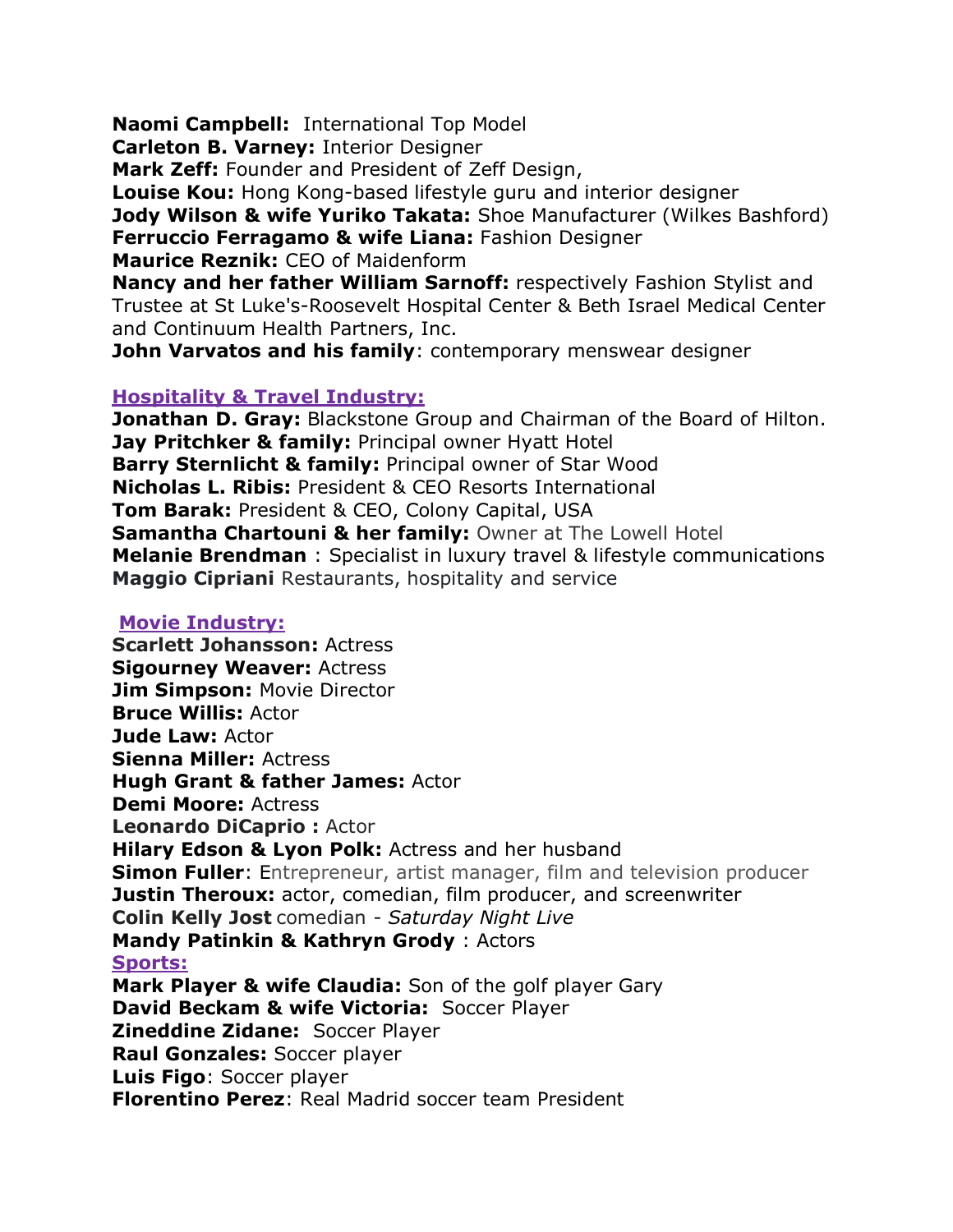**Naomi Campbell:** International Top Model
**Carleton B. Varney:** Interior Designer
**Mark Zeff:** Founder and President of Zeff Design,
**Louise Kou:** Hong Kong-based lifestyle guru and interior designer
**Jody Wilson & wife Yuriko Takata:** Shoe Manufacturer (Wilkes Bashford)
**Ferruccio Ferragamo & wife Liana:** Fashion Designer
**Maurice Reznik:** CEO of Maidenform
**Nancy and her father William Sarnoff:** respectively Fashion Stylist and Trustee at St Luke's-Roosevelt Hospital Center & Beth Israel Medical Center and Continuum Health Partners, Inc.
**John Varvatos and his family**: contemporary menswear designer

## Hospitality & Travel Industry:

**Jonathan D. Gray:** Blackstone Group and Chairman of the Board of Hilton.
**Jay Pritchker & family:** Principal owner Hyatt Hotel
**Barry Sternlicht & family:** Principal owner of Star Wood
**Nicholas L. Ribis:** President & CEO Resorts International
**Tom Barak:** President & CEO, Colony Capital, USA
**Samantha Chartouni & her family:** Owner at The Lowell Hotel
**Melanie Brendman** : Specialist in luxury travel & lifestyle communications
**Maggio Cipriani** Restaurants, hospitality and service

## Movie Industry:

**Scarlett Johansson:** Actress
**Sigourney Weaver:** Actress
**Jim Simpson:** Movie Director
**Bruce Willis:** Actor
**Jude Law:** Actor
**Sienna Miller:** Actress
**Hugh Grant & father James:** Actor
**Demi Moore:** Actress
**Leonardo DiCaprio :** Actor
**Hilary Edson & Lyon Polk:** Actress and her husband
**Simon Fuller**: Entrepreneur, artist manager, film and television producer
**Justin Theroux:** actor, comedian, film producer, and screenwriter
**Colin Kelly Jost** comedian - *Saturday Night Live*
**Mandy Patinkin & Kathryn Grody** : Actors

## Sports:

**Mark Player & wife Claudia:** Son of the golf player Gary
**David Beckam & wife Victoria:** Soccer Player
**Zineddine Zidane:** Soccer Player
**Raul Gonzales:** Soccer player
**Luis Figo**: Soccer player
**Florentino Perez**: Real Madrid soccer team President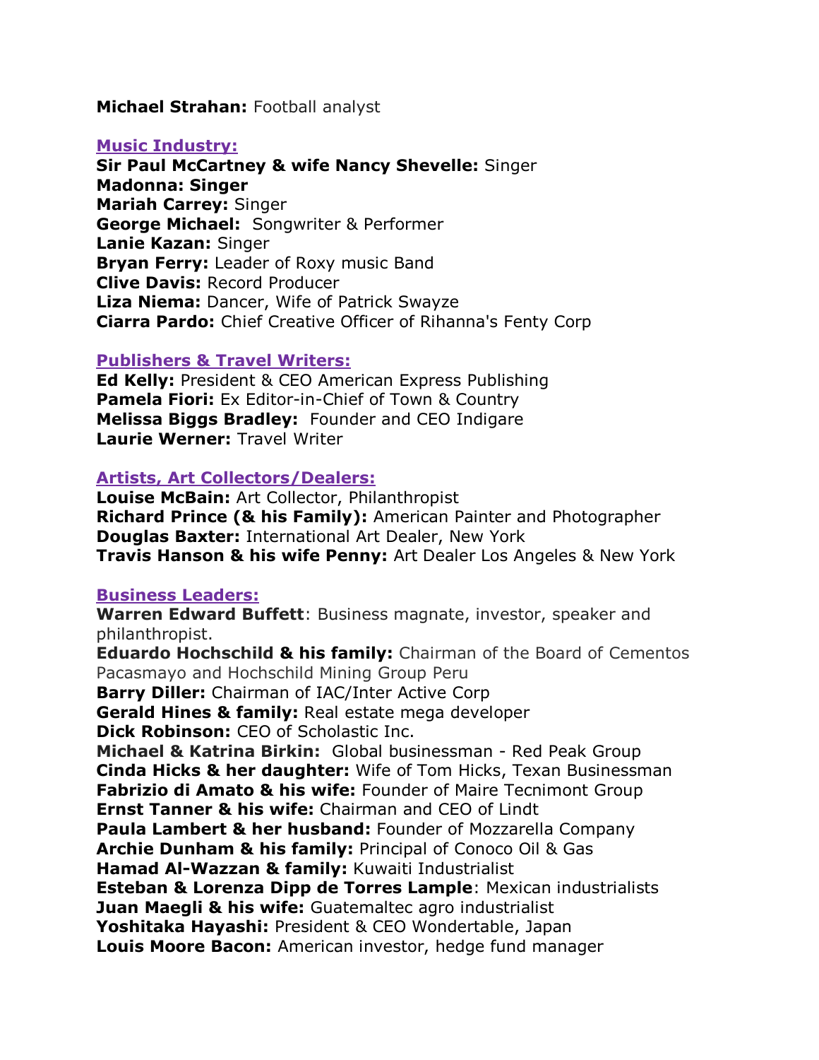**Michael Strahan:** Football analyst

## Music Industry:

**Sir Paul McCartney & wife Nancy Shevelle:** Singer
**Madonna: Singer**
**Mariah Carrey:** Singer
**George Michael:** Songwriter & Performer
**Lanie Kazan:** Singer
**Bryan Ferry:** Leader of Roxy music Band
**Clive Davis:** Record Producer
**Liza Niema:** Dancer, Wife of Patrick Swayze
**Ciarra Pardo:** Chief Creative Officer of Rihanna's Fenty Corp

## Publishers & Travel Writers:

**Ed Kelly:** President & CEO American Express Publishing
**Pamela Fiori:** Ex Editor-in-Chief of Town & Country
**Melissa Biggs Bradley:** Founder and CEO Indigare
**Laurie Werner:** Travel Writer

## Artists, Art Collectors/Dealers:

**Louise McBain:** Art Collector, Philanthropist
**Richard Prince (& his Family):** American Painter and Photographer
**Douglas Baxter:** International Art Dealer, New York
**Travis Hanson & his wife Penny:** Art Dealer Los Angeles & New York

## Business Leaders:

**Warren Edward Buffett**: Business magnate, investor, speaker and philanthropist.
**Eduardo Hochschild & his family:** Chairman of the Board of Cementos Pacasmayo and Hochschild Mining Group Peru
**Barry Diller:** Chairman of IAC/Inter Active Corp
**Gerald Hines & family:** Real estate mega developer
**Dick Robinson:** CEO of Scholastic Inc.
**Michael & Katrina Birkin:** Global businessman - Red Peak Group
**Cinda Hicks & her daughter:** Wife of Tom Hicks, Texan Businessman
**Fabrizio di Amato & his wife:** Founder of Maire Tecnimont Group
**Ernst Tanner & his wife:** Chairman and CEO of Lindt
**Paula Lambert & her husband:** Founder of Mozzarella Company
**Archie Dunham & his family:** Principal of Conoco Oil & Gas
**Hamad Al-Wazzan & family:** Kuwaiti Industrialist
**Esteban & Lorenza Dipp de Torres Lample**: Mexican industrialists
**Juan Maegli & his wife:** Guatemaltec agro industrialist
**Yoshitaka Hayashi:** President & CEO Wondertable, Japan
**Louis Moore Bacon:** American investor, hedge fund manager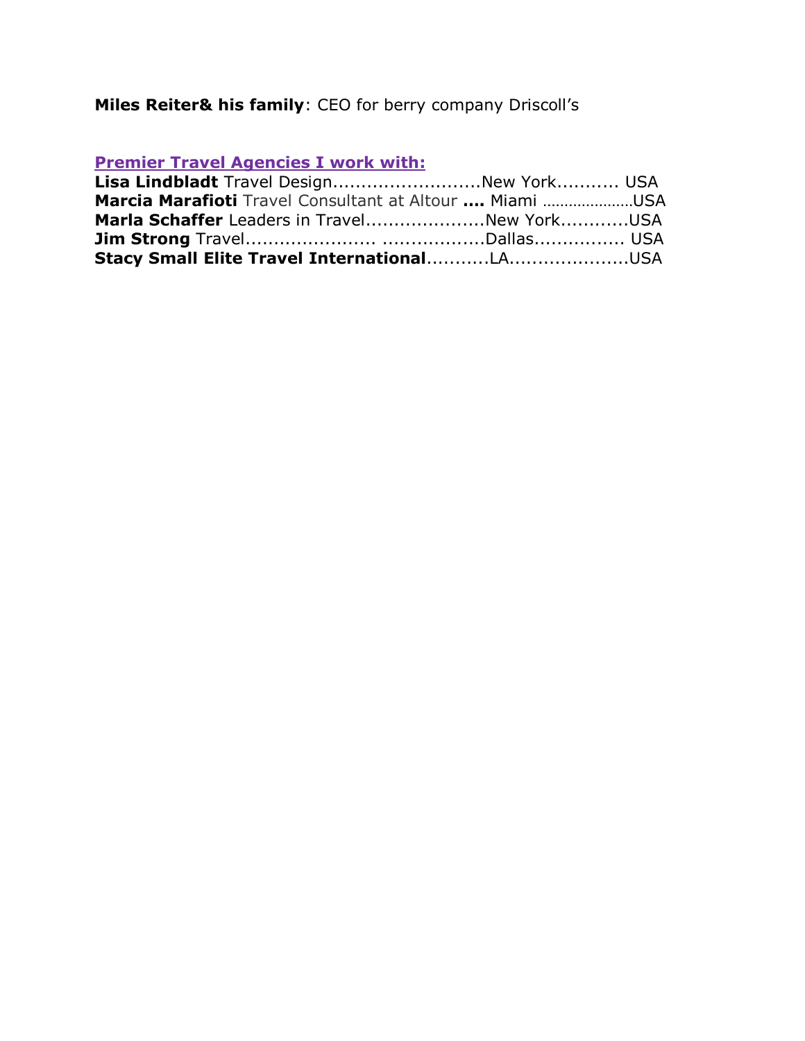**Miles Reiter& his family**: CEO for berry company Driscoll's

**Premier Travel Agencies I work with:**

**Lisa Lindbladt** Travel Design..........................New York........... USA
**Marcia Marafioti** Travel Consultant at Altour **....** Miami .....................USA
**Marla Schaffer** Leaders in Travel.....................New York............USA
**Jim Strong** Travel...................... ..................Dallas................ USA
**Stacy Small Elite Travel International**...........LA.....................USA